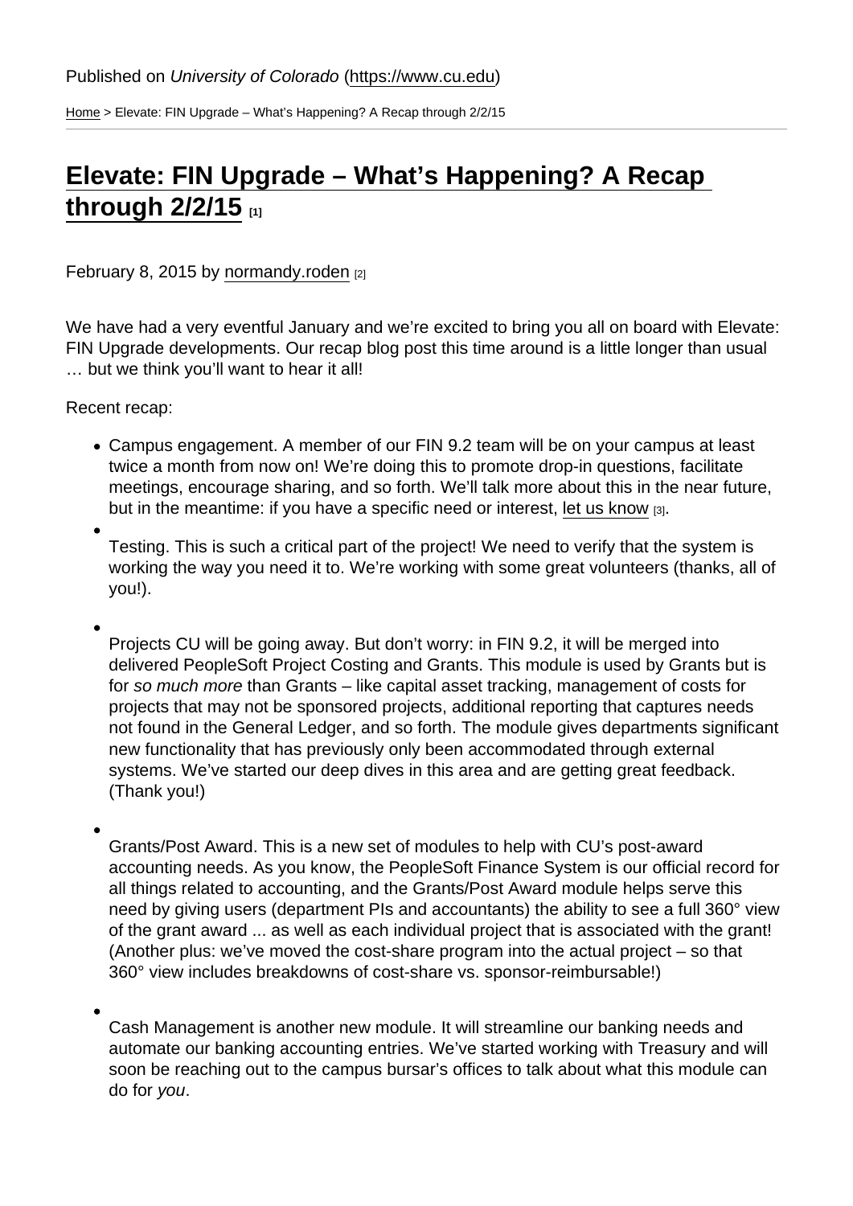Published on *University of Colorado* (https://www.cu.edu)

Home > Elevate: FIN Upgrade – What's Happening? A Recap through 2/2/15

# Elevate: FIN Upgrade – What's Happening? A Recap through 2/2/15 [1]

February 8, 2015 by normandy.roden [2]

We have had a very eventful January and we're excited to bring you all on board with Elevate: FIN Upgrade developments. Our recap blog post this time around is a little longer than usual … but we think you'll want to hear it all!

Recent recap:

- Campus engagement. A member of our FIN 9.2 team will be on your campus at least twice a month from now on! We're doing this to promote drop-in questions, facilitate meetings, encourage sharing, and so forth. We'll talk more about this in the near future, but in the meantime: if you have a specific need or interest, let us know [3].
- Testing. This is such a critical part of the project! We need to verify that the system is working the way you need it to. We're working with some great volunteers (thanks, all of you!).
- Projects CU will be going away. But don't worry: in FIN 9.2, it will be merged into delivered PeopleSoft Project Costing and Grants. This module is used by Grants but is for *so much more* than Grants – like capital asset tracking, management of costs for projects that may not be sponsored projects, additional reporting that captures needs not found in the General Ledger, and so forth. The module gives departments significant new functionality that has previously only been accommodated through external systems. We've started our deep dives in this area and are getting great feedback. (Thank you!)
- Grants/Post Award. This is a new set of modules to help with CU's post-award accounting needs. As you know, the PeopleSoft Finance System is our official record for all things related to accounting, and the Grants/Post Award module helps serve this need by giving users (department PIs and accountants) the ability to see a full 360° view of the grant award ... as well as each individual project that is associated with the grant! (Another plus: we've moved the cost-share program into the actual project – so that 360° view includes breakdowns of cost-share vs. sponsor-reimbursable!)
- Cash Management is another new module. It will streamline our banking needs and automate our banking accounting entries. We've started working with Treasury and will soon be reaching out to the campus bursar's offices to talk about what this module can do for *you*.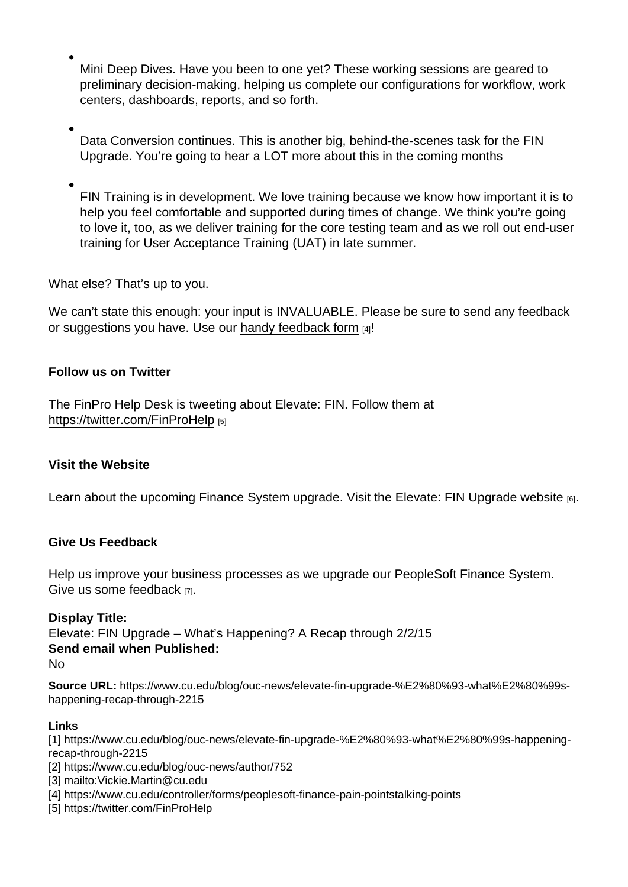- Mini Deep Dives. Have you been to one yet? These working sessions are geared to preliminary decision-making, helping us complete our configurations for workflow, work centers, dashboards, reports, and so forth.

- Data Conversion continues. This is another big, behind-the-scenes task for the FIN Upgrade. You're going to hear a LOT more about this in the coming months

- FIN Training is in development. We love training because we know how important it is to help you feel comfortable and supported during times of change. We think you're going to love it, too, as we deliver training for the core testing team and as we roll out end-user training for User Acceptance Training (UAT) in late summer.

What else? That's up to you.

We can't state this enough: your input is INVALUABLE. Please be sure to send any feedback or suggestions you have. Use our handy feedback form [4]!

**Follow us on Twitter**

The FinPro Help Desk is tweeting about Elevate: FIN. Follow them at https://twitter.com/FinProHelp [5]

**Visit the Website**

Learn about the upcoming Finance System upgrade. Visit the Elevate: FIN Upgrade website [6].

**Give Us Feedback**

Help us improve your business processes as we upgrade our PeopleSoft Finance System. Give us some feedback [7].

**Display Title:**
Elevate: FIN Upgrade – What's Happening? A Recap through 2/2/15
**Send email when Published:**
No

**Source URL:** https://www.cu.edu/blog/ouc-news/elevate-fin-upgrade-%E2%80%93-what%E2%80%99s-happening-recap-through-2215

**Links**
[1] https://www.cu.edu/blog/ouc-news/elevate-fin-upgrade-%E2%80%93-what%E2%80%99s-happening-recap-through-2215
[2] https://www.cu.edu/blog/ouc-news/author/752
[3] mailto:Vickie.Martin@cu.edu
[4] https://www.cu.edu/controller/forms/peoplesoft-finance-pain-pointstalking-points
[5] https://twitter.com/FinProHelp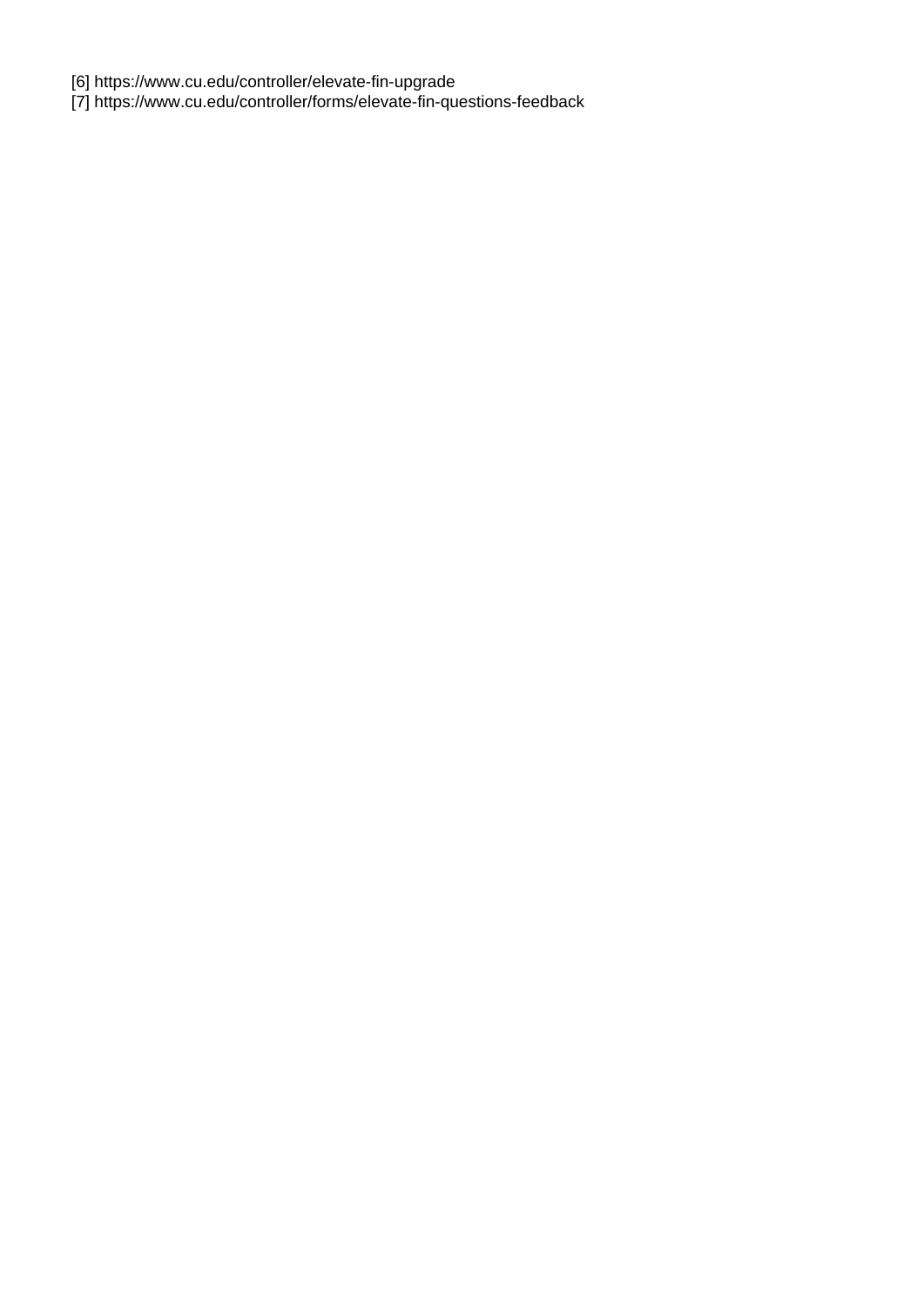[6] https://www.cu.edu/controller/elevate-fin-upgrade
[7] https://www.cu.edu/controller/forms/elevate-fin-questions-feedback